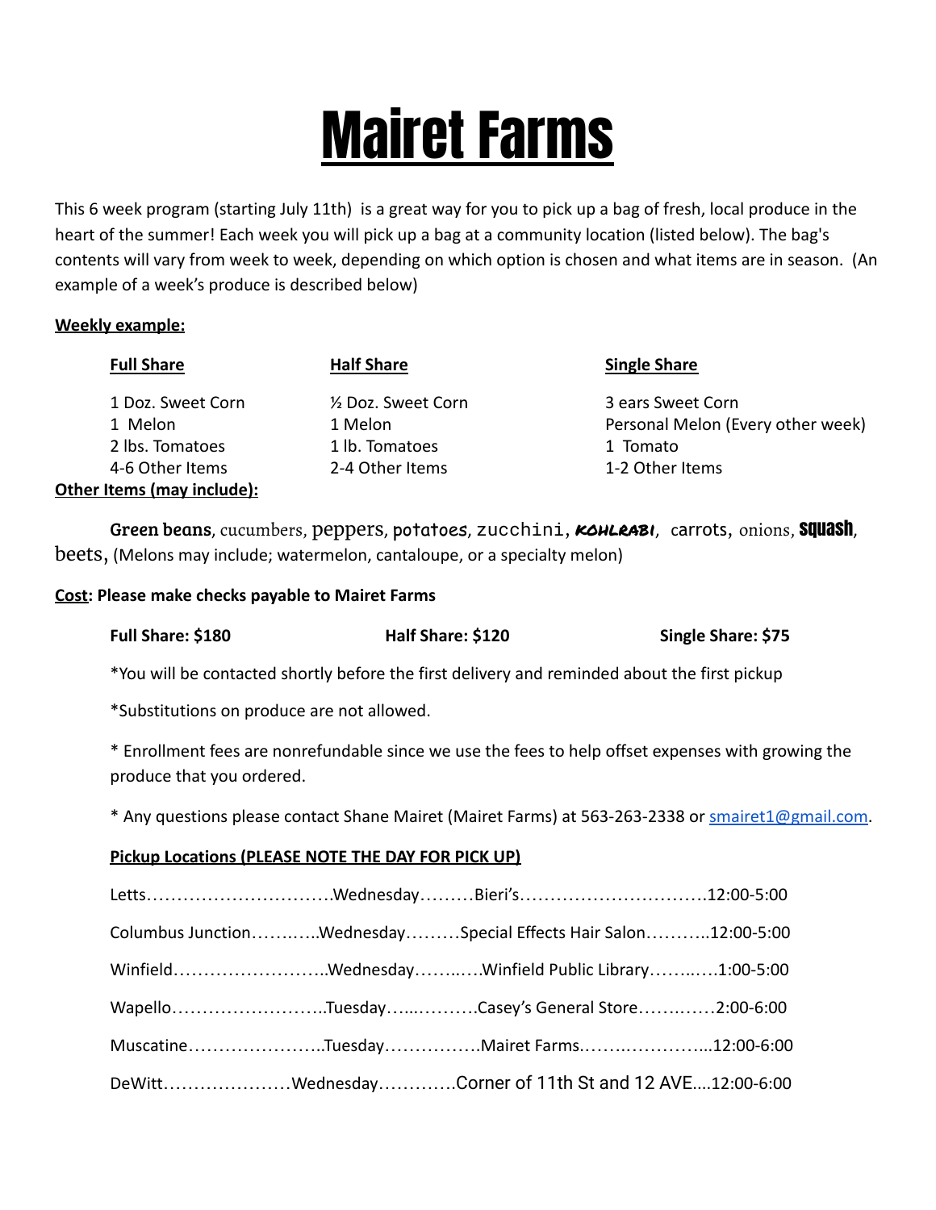# Mairet Farms

This 6 week program (starting July 11th) is a great way for you to pick up a bag of fresh, local produce in the heart of the summer! Each week you will pick up a bag at a community location (listed below). The bag's contents will vary from week to week, depending on which option is chosen and what items are in season. (An example of a week's produce is described below)

**Weekly example:**

| **Full Share** | **Half Share** | **Single Share** |
|---|---|---|
| 1 Doz. Sweet Corn | ½ Doz. Sweet Corn | 3 ears Sweet Corn |
| 1 Melon | 1 Melon | Personal Melon (Every other week) |
| 2 lbs. Tomatoes | 1 lb. Tomatoes | 1 Tomato |
| 4-6 Other Items | 2-4 Other Items | 1-2 Other Items |

**Other Items (may include):**

**Green beans**, cucumbers, peppers, potatoes, zucchini, kohlrabi, carrots, onions, squash, beets, (Melons may include; watermelon, cantaloupe, or a specialty melon)

**Cost: Please make checks payable to Mairet Farms**

**Full Share: $180** **Half Share: $120** **Single Share: $75**

*You will be contacted shortly before the first delivery and reminded about the first pickup

*Substitutions on produce are not allowed.

* Enrollment fees are nonrefundable since we use the fees to help offset expenses with growing the produce that you ordered.

* Any questions please contact Shane Mairet (Mairet Farms) at 563-263-2338 or smairet1@gmail.com.

**Pickup Locations (PLEASE NOTE THE DAY FOR PICK UP)**

Letts…………………………Wednesday………Bieri's…………………………12:00-5:00

Columbus Junction…….…..Wednesday………Special Effects Hair Salon………..12:00-5:00

Winfield……………………..Wednesday……..…Winfield Public Library……..…1:00-5:00

Wapello……………………..Tuesday…...………Casey's General Store……..…2:00-6:00

Muscatine…………………..Tuesday…………….Mairet Farms.…….…………...12:00-6:00

DeWitt…………………Wednesday…………Corner of 11th St and 12 AVE....12:00-6:00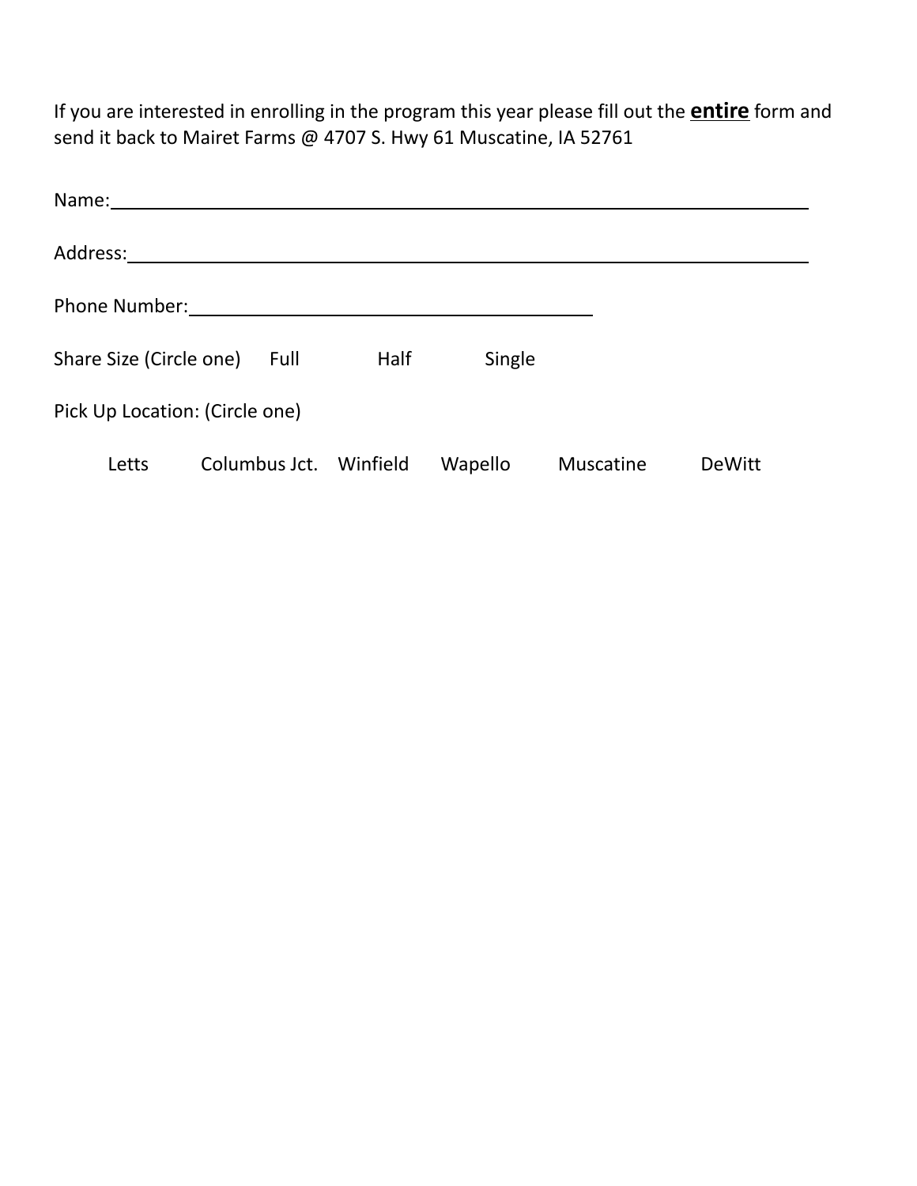If you are interested in enrolling in the program this year please fill out the **entire** form and send it back to Mairet Farms @ 4707 S. Hwy 61 Muscatine, IA 52761

Name: ______________________________________________________________

Address: ____________________________________________________________

Phone Number: ______________________________________

Share Size (Circle one)  Full  Half  Single

Pick Up Location: (Circle one)

Letts  Columbus Jct.  Winfield  Wapello  Muscatine  DeWitt